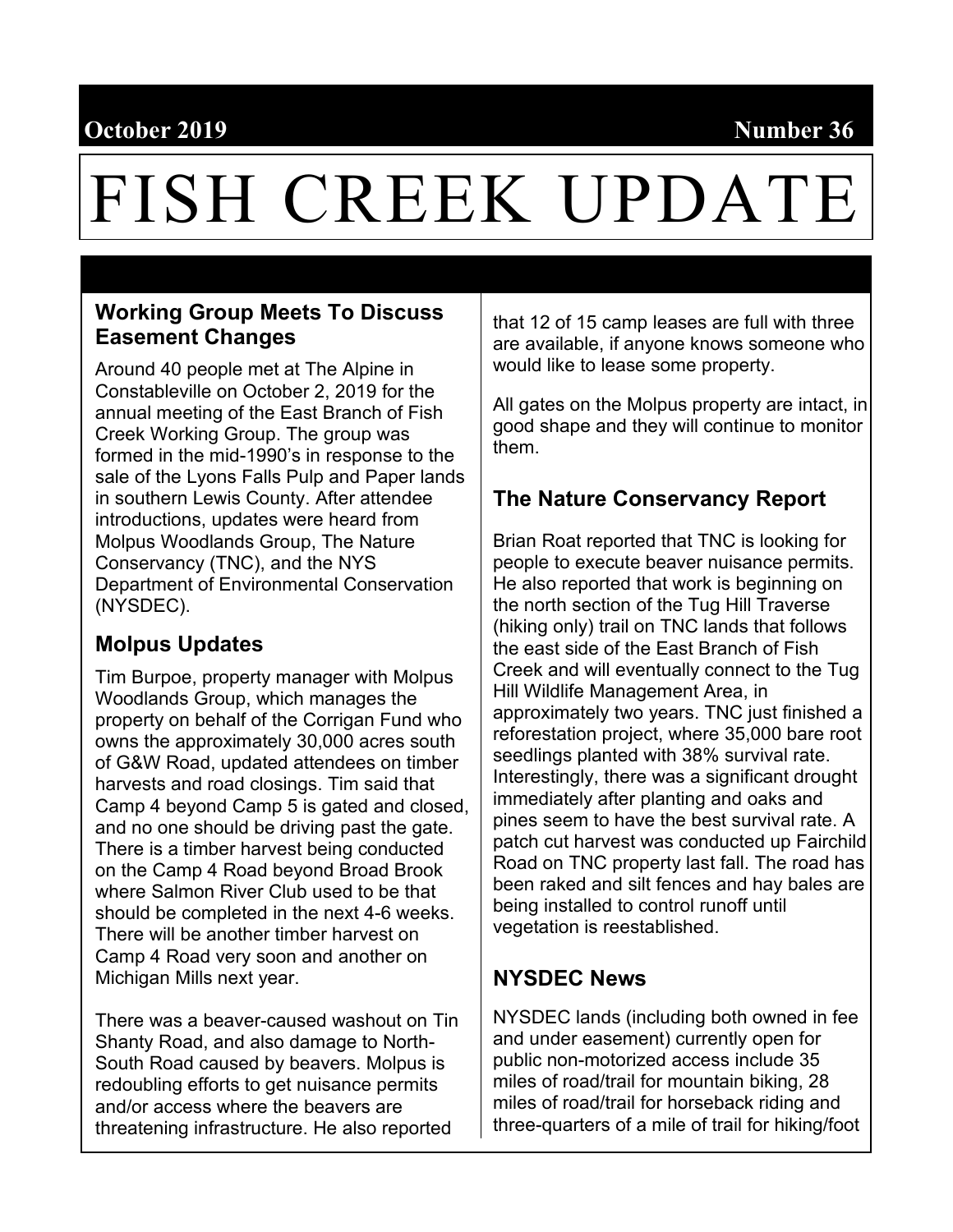October 2019 Number 36

# FISH CREEK UPDATE

## Working Group Meets To Discuss Easement Changes

Around 40 people met at The Alpine in Constableville on October 2, 2019 for the annual meeting of the East Branch of Fish Creek Working Group. The group was formed in the mid-1990's in response to the sale of the Lyons Falls Pulp and Paper lands in southern Lewis County. After attendee introductions, updates were heard from Molpus Woodlands Group, The Nature Conservancy (TNC), and the NYS Department of Environmental Conservation (NYSDEC).

## Molpus Updates

Tim Burpoe, property manager with Molpus Woodlands Group, which manages the property on behalf of the Corrigan Fund who owns the approximately 30,000 acres south of G&W Road, updated attendees on timber harvests and road closings. Tim said that Camp 4 beyond Camp 5 is gated and closed, and no one should be driving past the gate. There is a timber harvest being conducted on the Camp 4 Road beyond Broad Brook where Salmon River Club used to be that should be completed in the next 4-6 weeks. There will be another timber harvest on Camp 4 Road very soon and another on Michigan Mills next year.

There was a beaver-caused washout on Tin Shanty Road, and also damage to North-South Road caused by beavers. Molpus is redoubling efforts to get nuisance permits and/or access where the beavers are threatening infrastructure. He also reported that 12 of 15 camp leases are full with three are available, if anyone knows someone who would like to lease some property.

All gates on the Molpus property are intact, in good shape and they will continue to monitor them.

## The Nature Conservancy Report

Brian Roat reported that TNC is looking for people to execute beaver nuisance permits. He also reported that work is beginning on the north section of the Tug Hill Traverse (hiking only) trail on TNC lands that follows the east side of the East Branch of Fish Creek and will eventually connect to the Tug Hill Wildlife Management Area, in approximately two years. TNC just finished a reforestation project, where 35,000 bare root seedlings planted with 38% survival rate. Interestingly, there was a significant drought immediately after planting and oaks and pines seem to have the best survival rate. A patch cut harvest was conducted up Fairchild Road on TNC property last fall. The road has been raked and silt fences and hay bales are being installed to control runoff until vegetation is reestablished.

## NYSDEC News

NYSDEC lands (including both owned in fee and under easement) currently open for public non-motorized access include 35 miles of road/trail for mountain biking, 28 miles of road/trail for horseback riding and three-quarters of a mile of trail for hiking/foot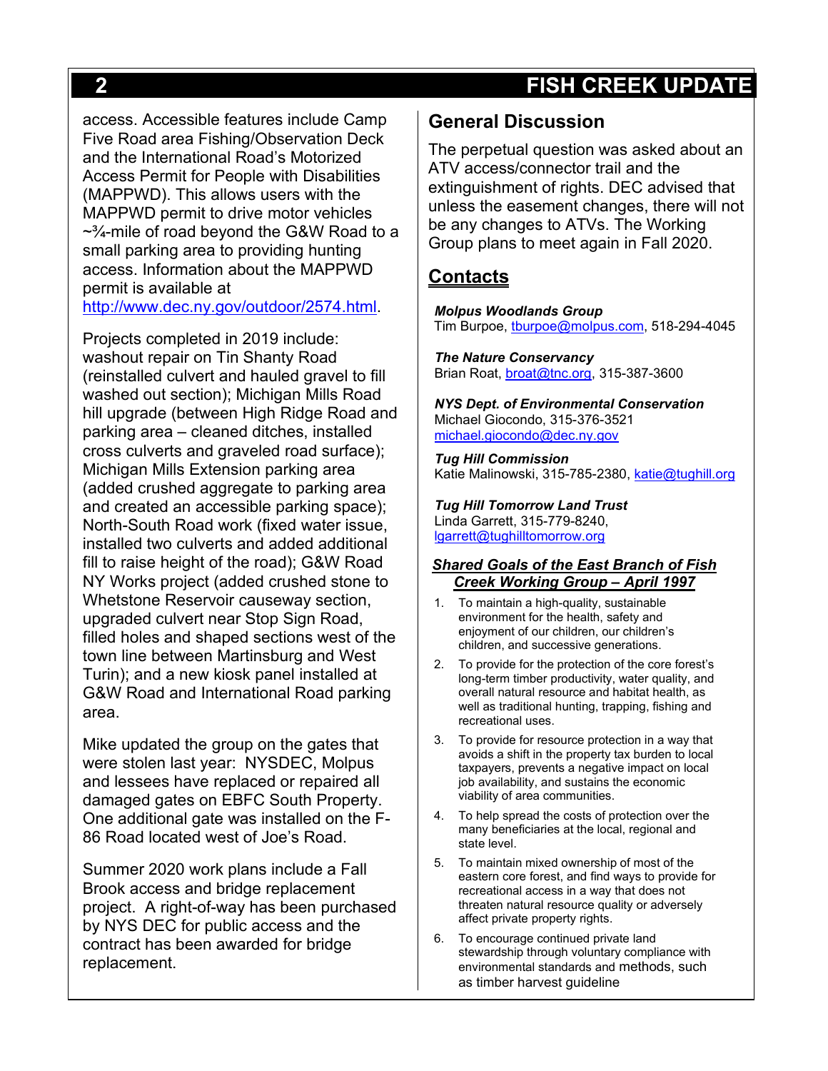access. Accessible features include Camp Five Road area Fishing/Observation Deck and the International Road's Motorized Access Permit for People with Disabilities (MAPPWD). This allows users with the MAPPWD permit to drive motor vehicles ~¾-mile of road beyond the G&W Road to a small parking area to providing hunting access. Information about the MAPPWD permit is available at http://www.dec.ny.gov/outdoor/2574.html.

Projects completed in 2019 include: washout repair on Tin Shanty Road (reinstalled culvert and hauled gravel to fill washed out section); Michigan Mills Road hill upgrade (between High Ridge Road and parking area – cleaned ditches, installed cross culverts and graveled road surface); Michigan Mills Extension parking area (added crushed aggregate to parking area and created an accessible parking space); North-South Road work (fixed water issue, installed two culverts and added additional fill to raise height of the road); G&W Road NY Works project (added crushed stone to Whetstone Reservoir causeway section, upgraded culvert near Stop Sign Road, filled holes and shaped sections west of the town line between Martinsburg and West Turin); and a new kiosk panel installed at G&W Road and International Road parking area.

Mike updated the group on the gates that were stolen last year: NYSDEC, Molpus and lessees have replaced or repaired all damaged gates on EBFC South Property. One additional gate was installed on the F-86 Road located west of Joe's Road.

Summer 2020 work plans include a Fall Brook access and bridge replacement project. A right-of-way has been purchased by NYS DEC for public access and the contract has been awarded for bridge replacement.

## General Discussion

The perpetual question was asked about an ATV access/connector trail and the extinguishment of rights. DEC advised that unless the easement changes, there will not be any changes to ATVs. The Working Group plans to meet again in Fall 2020.

## Contacts

***Molpus Woodlands Group***
Tim Burpoe, tburpoe@molpus.com, 518-294-4045

***The Nature Conservancy***
Brian Roat, broat@tnc.org, 315-387-3600

***NYS Dept. of Environmental Conservation***
Michael Giocondo, 315-376-3521
michael.giocondo@dec.ny.gov

***Tug Hill Commission***
Katie Malinowski, 315-785-2380, katie@tughill.org

***Tug Hill Tomorrow Land Trust***
Linda Garrett, 315-779-8240,
lgarrett@tughilltomorrow.org

### *Shared Goals of the East Branch of Fish Creek Working Group – April 1997*

1. To maintain a high-quality, sustainable environment for the health, safety and enjoyment of our children, our children's children, and successive generations.
2. To provide for the protection of the core forest's long-term timber productivity, water quality, and overall natural resource and habitat health, as well as traditional hunting, trapping, fishing and recreational uses.
3. To provide for resource protection in a way that avoids a shift in the property tax burden to local taxpayers, prevents a negative impact on local job availability, and sustains the economic viability of area communities.
4. To help spread the costs of protection over the many beneficiaries at the local, regional and state level.
5. To maintain mixed ownership of most of the eastern core forest, and find ways to provide for recreational access in a way that does not threaten natural resource quality or adversely affect private property rights.
6. To encourage continued private land stewardship through voluntary compliance with environmental standards and methods, such as timber harvest guideline